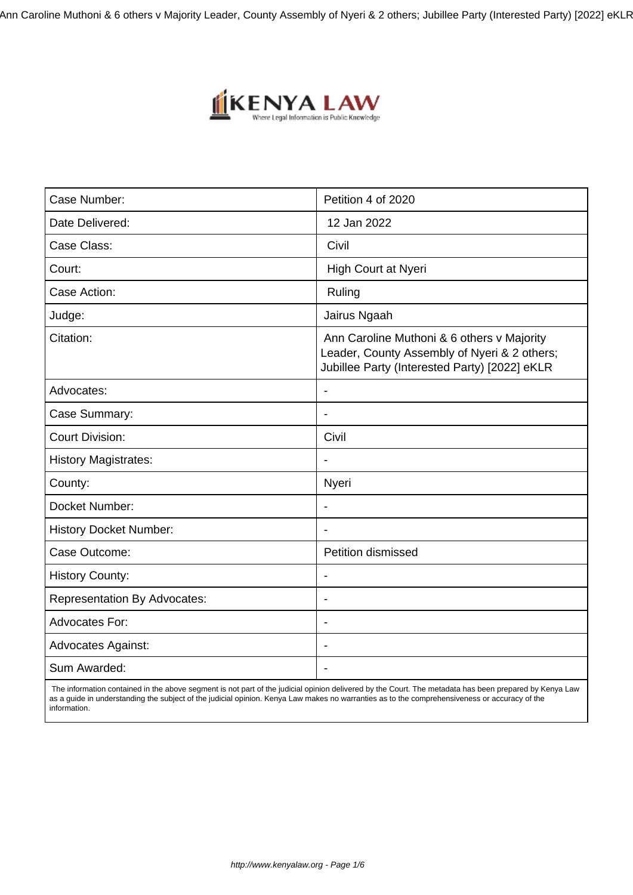| Case Number: | Petition 4 of 2020 |
| --- | --- |
| Date Delivered: | 12 Jan 2022 |
| Case Class: | Civil |
| Court: | High Court at Nyeri |
| Case Action: | Ruling |
| Judge: | Jairus Ngaah |
| Citation: | Ann Caroline Muthoni & 6 others v Majority Leader, County Assembly of Nyeri & 2 others; Jubillee Party (Interested Party) [2022] eKLR |
| Advocates: | - |
| Case Summary: | - |
| Court Division: | Civil |
| History Magistrates: | - |
| County: | Nyeri |
| Docket Number: | - |
| History Docket Number: | - |
| Case Outcome: | Petition dismissed |
| History County: | - |
| Representation By Advocates: | - |
| Advocates For: | - |
| Advocates Against: | - |
| Sum Awarded: | - |

The information contained in the above segment is not part of the judicial opinion delivered by the Court. The metadata has been prepared by Kenya Law as a guide in understanding the subject of the judicial opinion. Kenya Law makes no warranties as to the comprehensiveness or accuracy of the information.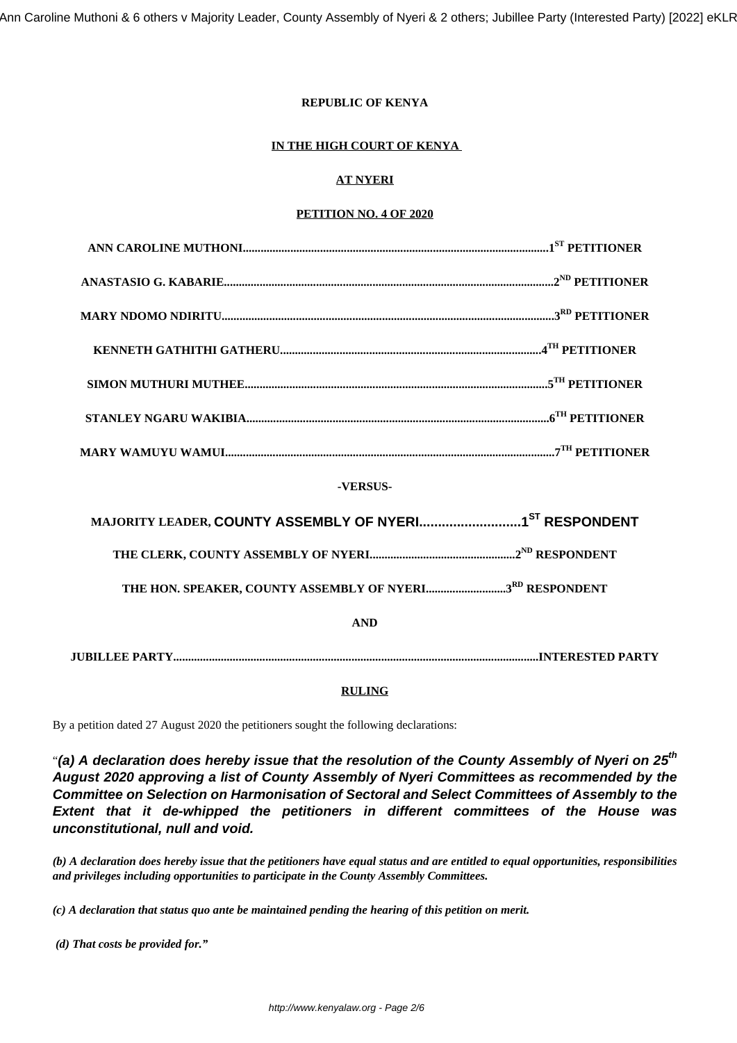**REPUBLIC OF KENYA**

**IN THE HIGH COURT OF KENYA**

**AT NYERI**

**PETITION NO. 4 OF 2020**

**ANN CAROLINE MUTHONI.......................................................................................................1ST PETITIONER**

**ANASTASIO G. KABARIE..............................................................................................................2ND PETITIONER**

**MARY NDOMO NDIRITU...............................................................................................................3RD PETITIONER**

**KENNETH GATHITHI GATHERU.......................................................................................4TH PETITIONER**

**SIMON MUTHURI MUTHEE.....................................................................................................5TH PETITIONER**

**STANLEY NGARU WAKIBIA.....................................................................................................6TH PETITIONER**

**MARY WAMUYU WAMUI..............................................................................................................7TH PETITIONER**

**-VERSUS-**

**MAJORITY LEADER, COUNTY ASSEMBLY OF NYERI............................1ST RESPONDENT**

**THE CLERK, COUNTY ASSEMBLY OF NYERI................................................2ND RESPONDENT**

**THE HON. SPEAKER, COUNTY ASSEMBLY OF NYERI...........................3RD RESPONDENT**

**AND**

**JUBILLEE PARTY...........................................................................................................................INTERESTED PARTY**

## RULING

By a petition dated 27 August 2020 the petitioners sought the following declarations:

"***(a) A declaration does hereby issue that the resolution of the County Assembly of Nyeri on 25th August 2020 approving a list of County Assembly of Nyeri Committees as recommended by the Committee on Selection on Harmonisation of Sectoral and Select Committees of Assembly to the Extent that it de-whipped the petitioners in different committees of the House was unconstitutional, null and void.***

***(b) A declaration does hereby issue that the petitioners have equal status and are entitled to equal opportunities, responsibilities and privileges including opportunities to participate in the County Assembly Committees.***

***(c) A declaration that status quo ante be maintained pending the hearing of this petition on merit.***

***(d) That costs be provided for."***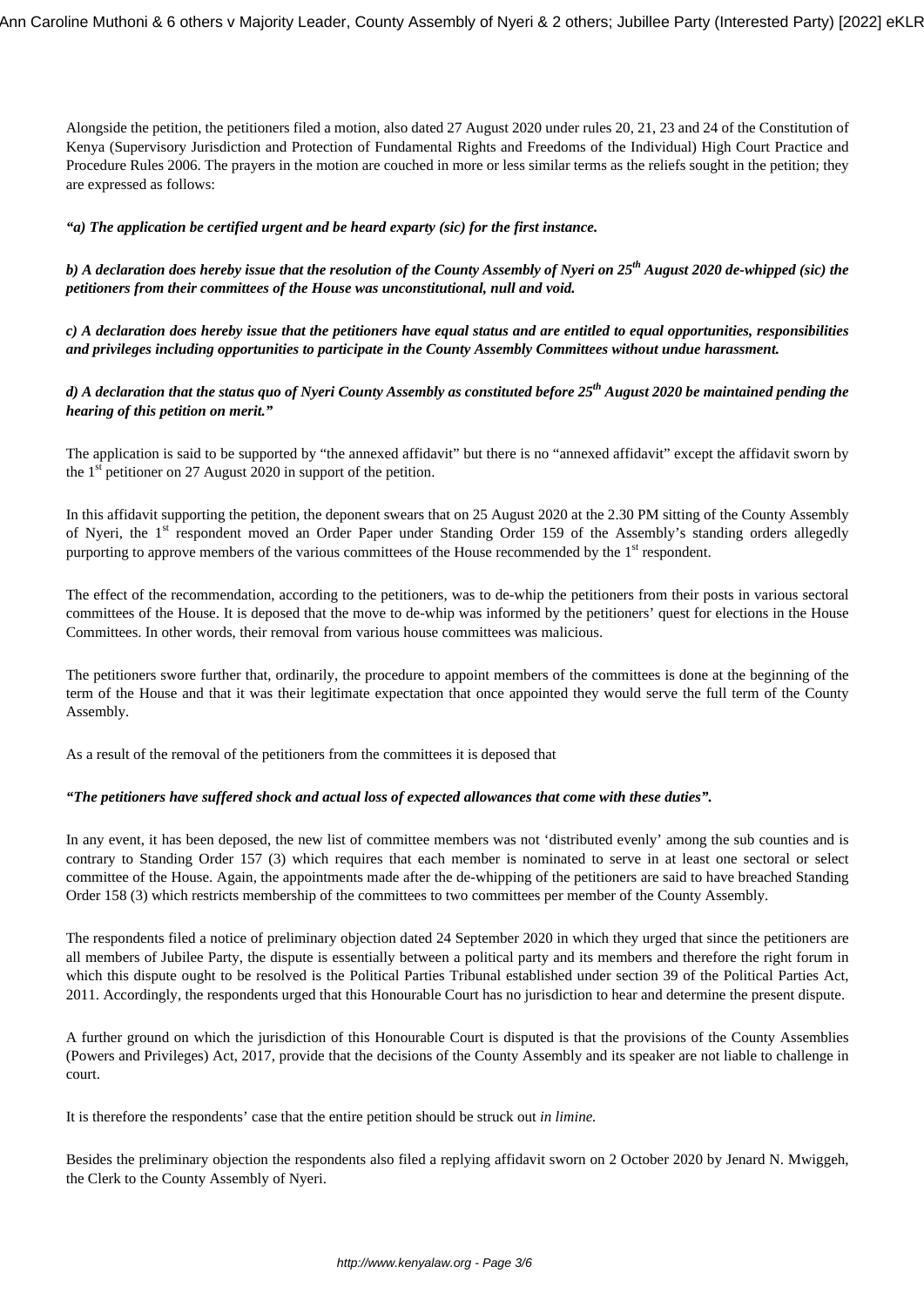Alongside the petition, the petitioners filed a motion, also dated 27 August 2020 under rules 20, 21, 23 and 24 of the Constitution of Kenya (Supervisory Jurisdiction and Protection of Fundamental Rights and Freedoms of the Individual) High Court Practice and Procedure Rules 2006. The prayers in the motion are couched in more or less similar terms as the reliefs sought in the petition; they are expressed as follows:

***"a) The application be certified urgent and be heard exparty (sic) for the first instance.***

***b) A declaration does hereby issue that the resolution of the County Assembly of Nyeri on 25th August 2020 de-whipped (sic) the petitioners from their committees of the House was unconstitutional, null and void.***

***c) A declaration does hereby issue that the petitioners have equal status and are entitled to equal opportunities, responsibilities and privileges including opportunities to participate in the County Assembly Committees without undue harassment.***

***d) A declaration that the status quo of Nyeri County Assembly as constituted before 25th August 2020 be maintained pending the hearing of this petition on merit."***

The application is said to be supported by "the annexed affidavit" but there is no "annexed affidavit" except the affidavit sworn by the 1st petitioner on 27 August 2020 in support of the petition.

In this affidavit supporting the petition, the deponent swears that on 25 August 2020 at the 2.30 PM sitting of the County Assembly of Nyeri, the 1st respondent moved an Order Paper under Standing Order 159 of the Assembly's standing orders allegedly purporting to approve members of the various committees of the House recommended by the 1st respondent.

The effect of the recommendation, according to the petitioners, was to de-whip the petitioners from their posts in various sectoral committees of the House. It is deposed that the move to de-whip was informed by the petitioners' quest for elections in the House Committees. In other words, their removal from various house committees was malicious.

The petitioners swore further that, ordinarily, the procedure to appoint members of the committees is done at the beginning of the term of the House and that it was their legitimate expectation that once appointed they would serve the full term of the County Assembly.

As a result of the removal of the petitioners from the committees it is deposed that

***"The petitioners have suffered shock and actual loss of expected allowances that come with these duties".***

In any event, it has been deposed, the new list of committee members was not 'distributed evenly' among the sub counties and is contrary to Standing Order 157 (3) which requires that each member is nominated to serve in at least one sectoral or select committee of the House. Again, the appointments made after the de-whipping of the petitioners are said to have breached Standing Order 158 (3) which restricts membership of the committees to two committees per member of the County Assembly.

The respondents filed a notice of preliminary objection dated 24 September 2020 in which they urged that since the petitioners are all members of Jubilee Party, the dispute is essentially between a political party and its members and therefore the right forum in which this dispute ought to be resolved is the Political Parties Tribunal established under section 39 of the Political Parties Act, 2011. Accordingly, the respondents urged that this Honourable Court has no jurisdiction to hear and determine the present dispute.

A further ground on which the jurisdiction of this Honourable Court is disputed is that the provisions of the County Assemblies (Powers and Privileges) Act, 2017, provide that the decisions of the County Assembly and its speaker are not liable to challenge in court.

It is therefore the respondents' case that the entire petition should be struck out *in limine.*

Besides the preliminary objection the respondents also filed a replying affidavit sworn on 2 October 2020 by Jenard N. Mwiggeh, the Clerk to the County Assembly of Nyeri.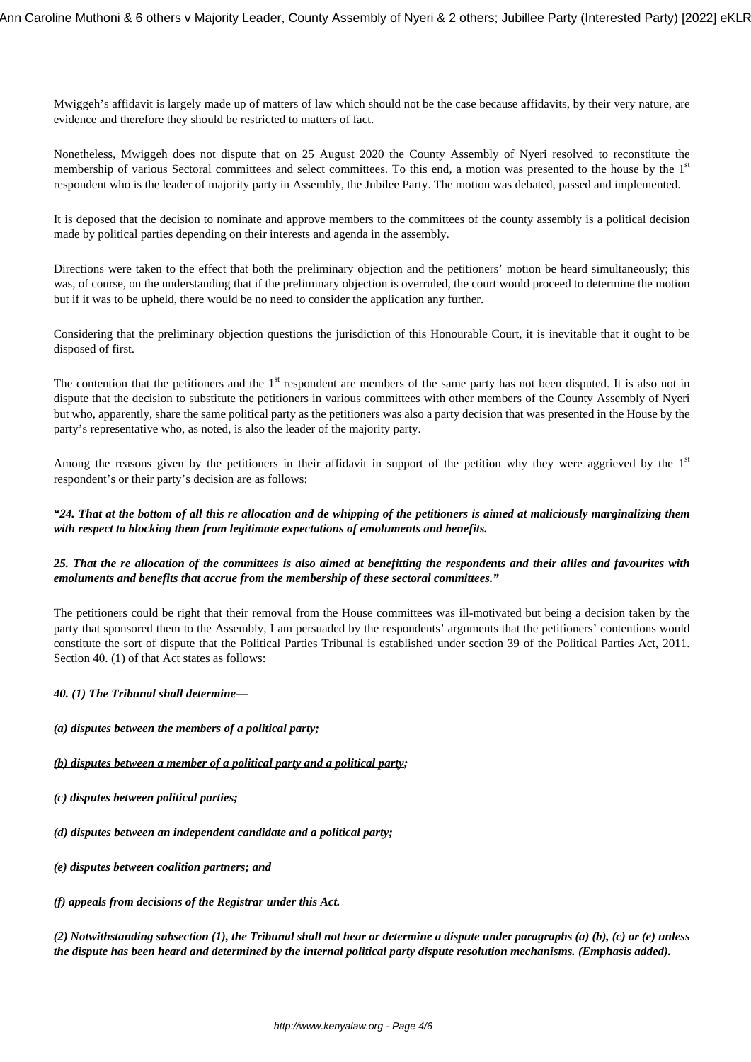Mwiggeh's affidavit is largely made up of matters of law which should not be the case because affidavits, by their very nature, are evidence and therefore they should be restricted to matters of fact.

Nonetheless, Mwiggeh does not dispute that on 25 August 2020 the County Assembly of Nyeri resolved to reconstitute the membership of various Sectoral committees and select committees. To this end, a motion was presented to the house by the 1st respondent who is the leader of majority party in Assembly, the Jubilee Party. The motion was debated, passed and implemented.

It is deposed that the decision to nominate and approve members to the committees of the county assembly is a political decision made by political parties depending on their interests and agenda in the assembly.

Directions were taken to the effect that both the preliminary objection and the petitioners' motion be heard simultaneously; this was, of course, on the understanding that if the preliminary objection is overruled, the court would proceed to determine the motion but if it was to be upheld, there would be no need to consider the application any further.

Considering that the preliminary objection questions the jurisdiction of this Honourable Court, it is inevitable that it ought to be disposed of first.

The contention that the petitioners and the 1st respondent are members of the same party has not been disputed. It is also not in dispute that the decision to substitute the petitioners in various committees with other members of the County Assembly of Nyeri but who, apparently, share the same political party as the petitioners was also a party decision that was presented in the House by the party's representative who, as noted, is also the leader of the majority party.

Among the reasons given by the petitioners in their affidavit in support of the petition why they were aggrieved by the 1st respondent's or their party's decision are as follows:

***"24. That at the bottom of all this re allocation and de whipping of the petitioners is aimed at maliciously marginalizing them with respect to blocking them from legitimate expectations of emoluments and benefits.***

***25. That the re allocation of the committees is also aimed at benefitting the respondents and their allies and favourites with emoluments and benefits that accrue from the membership of these sectoral committees."***

The petitioners could be right that their removal from the House committees was ill-motivated but being a decision taken by the party that sponsored them to the Assembly, I am persuaded by the respondents' arguments that the petitioners' contentions would constitute the sort of dispute that the Political Parties Tribunal is established under section 39 of the Political Parties Act, 2011. Section 40. (1) of that Act states as follows:

***40. (1) The Tribunal shall determine—***

***(a) <u>disputes between the members of a political party;</u>***

***<u>(b) disputes between a member of a political party and a political party</u>;***

***(c) disputes between political parties;***

***(d) disputes between an independent candidate and a political party;***

***(e) disputes between coalition partners; and***

***(f) appeals from decisions of the Registrar under this Act.***

***(2) Notwithstanding subsection (1), the Tribunal shall not hear or determine a dispute under paragraphs (a) (b), (c) or (e) unless the dispute has been heard and determined by the internal political party dispute resolution mechanisms. (Emphasis added).***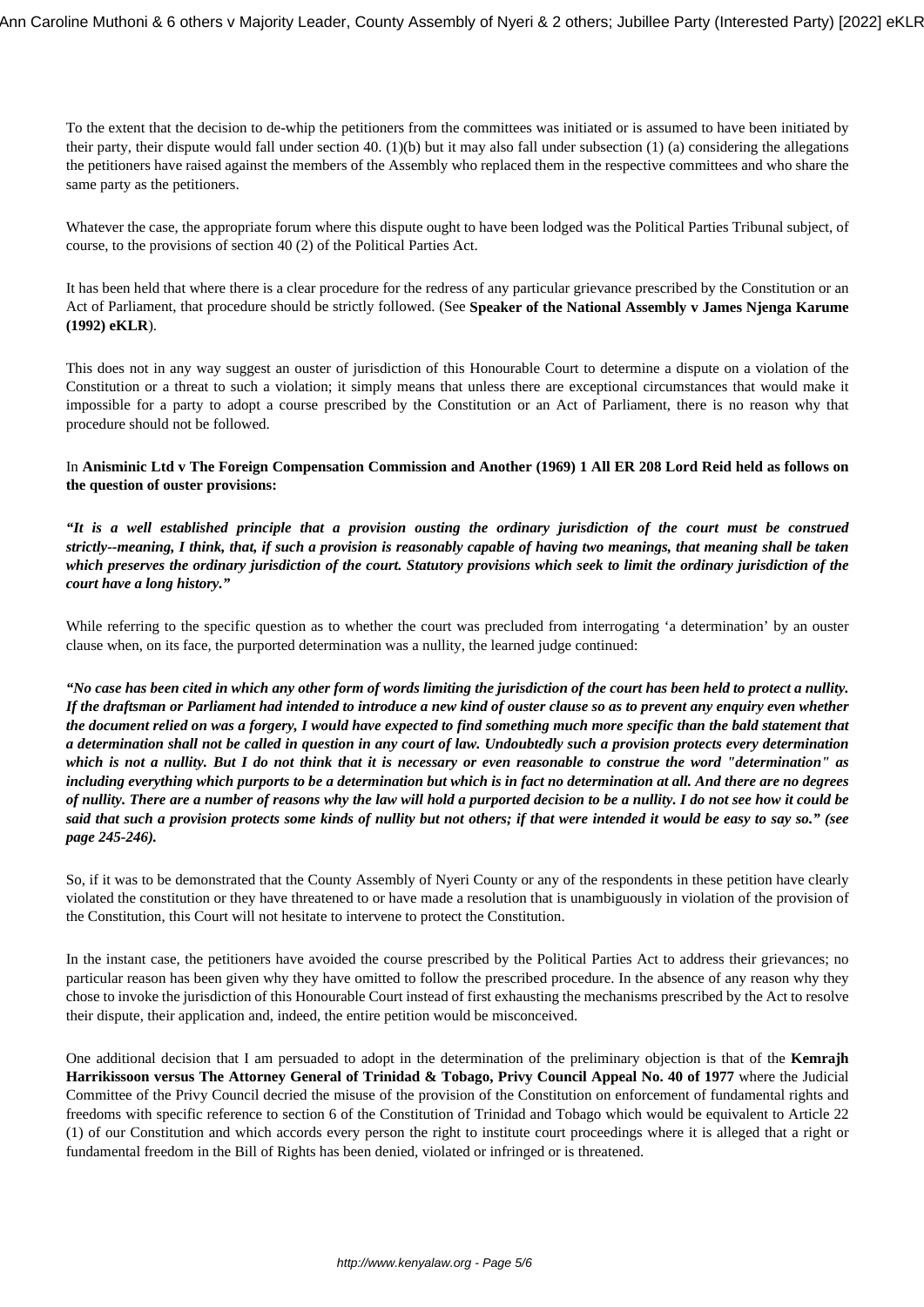To the extent that the decision to de-whip the petitioners from the committees was initiated or is assumed to have been initiated by their party, their dispute would fall under section 40. (1)(b) but it may also fall under subsection (1) (a) considering the allegations the petitioners have raised against the members of the Assembly who replaced them in the respective committees and who share the same party as the petitioners.

Whatever the case, the appropriate forum where this dispute ought to have been lodged was the Political Parties Tribunal subject, of course, to the provisions of section 40 (2) of the Political Parties Act.

It has been held that where there is a clear procedure for the redress of any particular grievance prescribed by the Constitution or an Act of Parliament, that procedure should be strictly followed. (See **Speaker of the National Assembly v James Njenga Karume (1992) eKLR**).

This does not in any way suggest an ouster of jurisdiction of this Honourable Court to determine a dispute on a violation of the Constitution or a threat to such a violation; it simply means that unless there are exceptional circumstances that would make it impossible for a party to adopt a course prescribed by the Constitution or an Act of Parliament, there is no reason why that procedure should not be followed.

In **Anisminic Ltd v The Foreign Compensation Commission and Another (1969) 1 All ER 208 Lord Reid held as follows on the question of ouster provisions:**

***"It is a well established principle that a provision ousting the ordinary jurisdiction of the court must be construed strictly--meaning, I think, that, if such a provision is reasonably capable of having two meanings, that meaning shall be taken which preserves the ordinary jurisdiction of the court. Statutory provisions which seek to limit the ordinary jurisdiction of the court have a long history."***

While referring to the specific question as to whether the court was precluded from interrogating 'a determination' by an ouster clause when, on its face, the purported determination was a nullity, the learned judge continued:

***"No case has been cited in which any other form of words limiting the jurisdiction of the court has been held to protect a nullity. If the draftsman or Parliament had intended to introduce a new kind of ouster clause so as to prevent any enquiry even whether the document relied on was a forgery, I would have expected to find something much more specific than the bald statement that a determination shall not be called in question in any court of law. Undoubtedly such a provision protects every determination which is not a nullity. But I do not think that it is necessary or even reasonable to construe the word "determination" as including everything which purports to be a determination but which is in fact no determination at all. And there are no degrees of nullity. There are a number of reasons why the law will hold a purported decision to be a nullity. I do not see how it could be said that such a provision protects some kinds of nullity but not others; if that were intended it would be easy to say so." (see page 245-246).***

So, if it was to be demonstrated that the County Assembly of Nyeri County or any of the respondents in these petition have clearly violated the constitution or they have threatened to or have made a resolution that is unambiguously in violation of the provision of the Constitution, this Court will not hesitate to intervene to protect the Constitution.

In the instant case, the petitioners have avoided the course prescribed by the Political Parties Act to address their grievances; no particular reason has been given why they have omitted to follow the prescribed procedure. In the absence of any reason why they chose to invoke the jurisdiction of this Honourable Court instead of first exhausting the mechanisms prescribed by the Act to resolve their dispute, their application and, indeed, the entire petition would be misconceived.

One additional decision that I am persuaded to adopt in the determination of the preliminary objection is that of the **Kemrajh Harrikissoon versus The Attorney General of Trinidad & Tobago, Privy Council Appeal No. 40 of 1977** where the Judicial Committee of the Privy Council decried the misuse of the provision of the Constitution on enforcement of fundamental rights and freedoms with specific reference to section 6 of the Constitution of Trinidad and Tobago which would be equivalent to Article 22 (1) of our Constitution and which accords every person the right to institute court proceedings where it is alleged that a right or fundamental freedom in the Bill of Rights has been denied, violated or infringed or is threatened.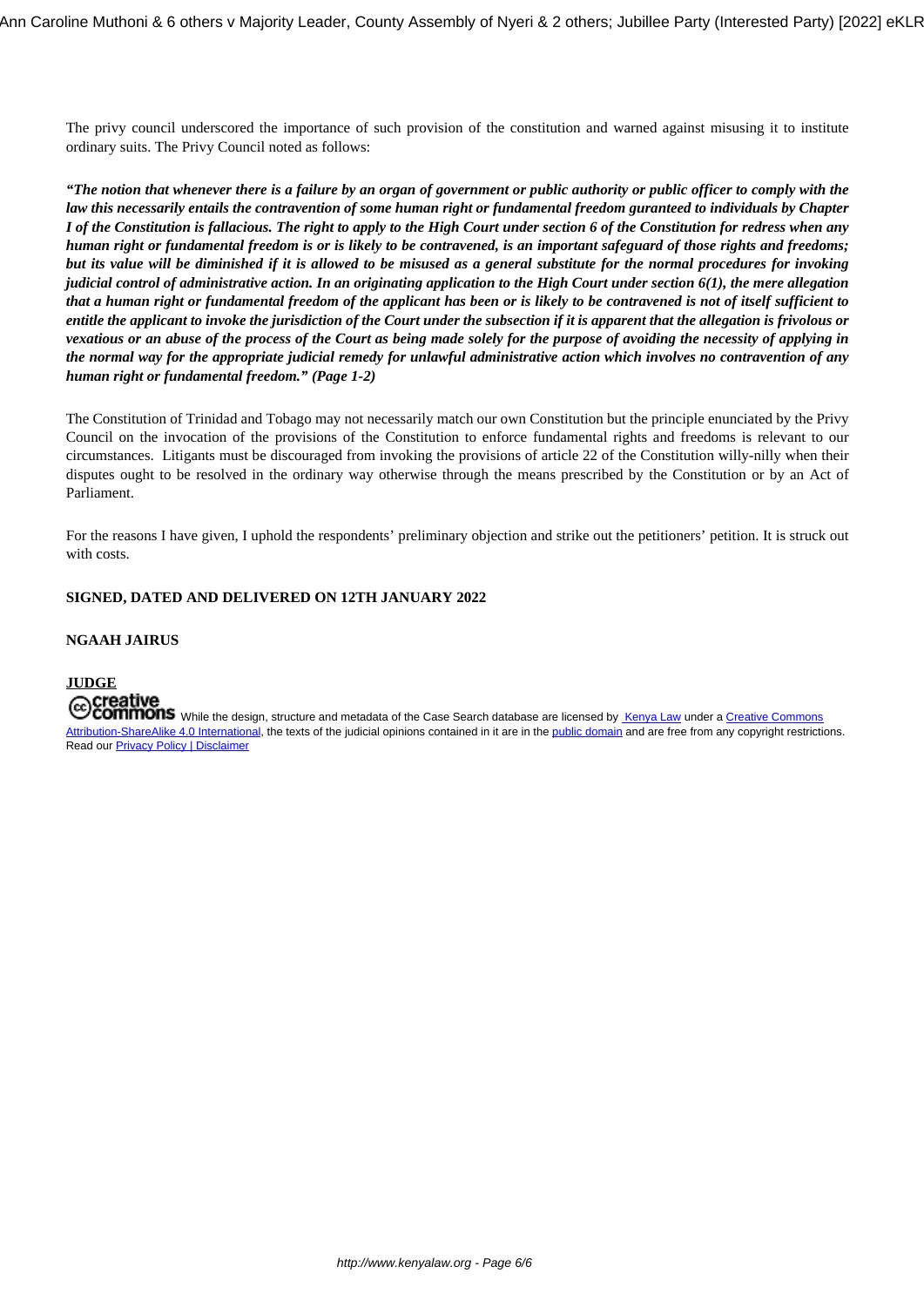The privy council underscored the importance of such provision of the constitution and warned against misusing it to institute ordinary suits. The Privy Council noted as follows:

***"The notion that whenever there is a failure by an organ of government or public authority or public officer to comply with the law this necessarily entails the contravention of some human right or fundamental freedom guranteed to individuals by Chapter I of the Constitution is fallacious. The right to apply to the High Court under section 6 of the Constitution for redress when any human right or fundamental freedom is or is likely to be contravened, is an important safeguard of those rights and freedoms; but its value will be diminished if it is allowed to be misused as a general substitute for the normal procedures for invoking judicial control of administrative action. In an originating application to the High Court under section 6(1), the mere allegation that a human right or fundamental freedom of the applicant has been or is likely to be contravened is not of itself sufficient to entitle the applicant to invoke the jurisdiction of the Court under the subsection if it is apparent that the allegation is frivolous or vexatious or an abuse of the process of the Court as being made solely for the purpose of avoiding the necessity of applying in the normal way for the appropriate judicial remedy for unlawful administrative action which involves no contravention of any human right or fundamental freedom." (Page 1-2)***

The Constitution of Trinidad and Tobago may not necessarily match our own Constitution but the principle enunciated by the Privy Council on the invocation of the provisions of the Constitution to enforce fundamental rights and freedoms is relevant to our circumstances. Litigants must be discouraged from invoking the provisions of article 22 of the Constitution willy-nilly when their disputes ought to be resolved in the ordinary way otherwise through the means prescribed by the Constitution or by an Act of Parliament.

For the reasons I have given, I uphold the respondents' preliminary objection and strike out the petitioners' petition. It is struck out with costs.

**SIGNED, DATED AND DELIVERED ON 12TH JANUARY 2022**

**NGAAH JAIRUS**

**JUDGE**

While the design, structure and metadata of the Case Search database are licensed by Kenya Law under a Creative Commons Attribution-ShareAlike 4.0 International, the texts of the judicial opinions contained in it are in the public domain and are free from any copyright restrictions. Read our Privacy Policy | Disclaimer